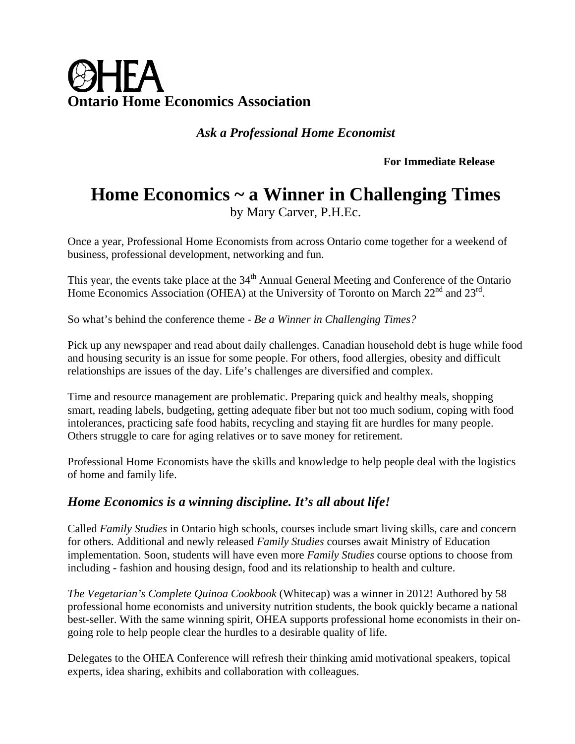# OHEA
**Ontario Home Economics Association**

***Ask a Professional Home Economist***

**For Immediate Release**

# Home Economics ~ a Winner in Challenging Times

by Mary Carver, P.H.Ec.

Once a year, Professional Home Economists from across Ontario come together for a weekend of business, professional development, networking and fun.

This year, the events take place at the 34th Annual General Meeting and Conference of the Ontario Home Economics Association (OHEA) at the University of Toronto on March 22nd and 23rd.

So what's behind the conference theme - *Be a Winner in Challenging Times?*

Pick up any newspaper and read about daily challenges. Canadian household debt is huge while food and housing security is an issue for some people. For others, food allergies, obesity and difficult relationships are issues of the day. Life's challenges are diversified and complex.

Time and resource management are problematic. Preparing quick and healthy meals, shopping smart, reading labels, budgeting, getting adequate fiber but not too much sodium, coping with food intolerances, practicing safe food habits, recycling and staying fit are hurdles for many people. Others struggle to care for aging relatives or to save money for retirement.

Professional Home Economists have the skills and knowledge to help people deal with the logistics of home and family life.

## *Home Economics is a winning discipline. It's all about life!*

Called *Family Studies* in Ontario high schools, courses include smart living skills, care and concern for others. Additional and newly released *Family Studies* courses await Ministry of Education implementation. Soon, students will have even more *Family Studies* course options to choose from including - fashion and housing design, food and its relationship to health and culture.

*The Vegetarian's Complete Quinoa Cookbook* (Whitecap) was a winner in 2012! Authored by 58 professional home economists and university nutrition students, the book quickly became a national best-seller. With the same winning spirit, OHEA supports professional home economists in their on-going role to help people clear the hurdles to a desirable quality of life.

Delegates to the OHEA Conference will refresh their thinking amid motivational speakers, topical experts, idea sharing, exhibits and collaboration with colleagues.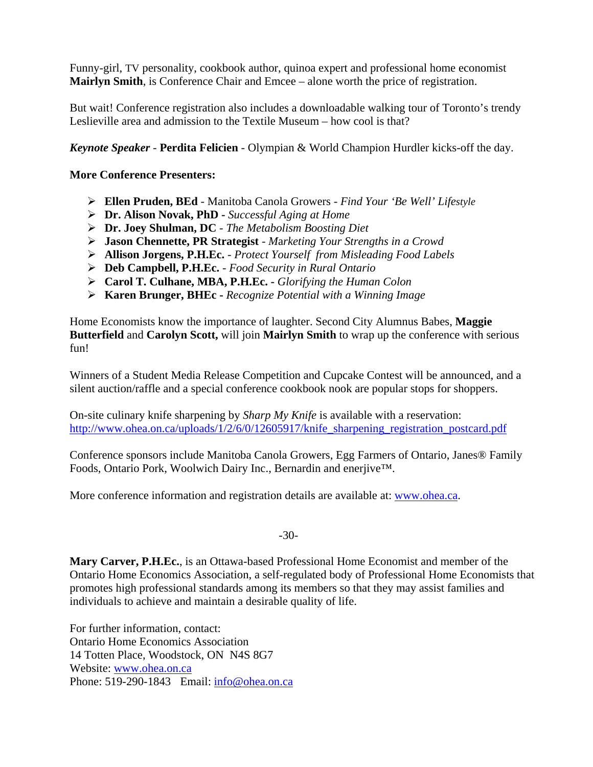Funny-girl, TV personality, cookbook author, quinoa expert and professional home economist **Mairlyn Smith**, is Conference Chair and Emcee – alone worth the price of registration.

But wait! Conference registration also includes a downloadable walking tour of Toronto's trendy Leslieville area and admission to the Textile Museum – how cool is that?

***Keynote Speaker*** - **Perdita Felicien** - Olympian & World Champion Hurdler kicks-off the day.

**More Conference Presenters:**

- **Ellen Pruden, BEd** - Manitoba Canola Growers - *Find Your 'Be Well' Lifestyle*
- **Dr. Alison Novak, PhD** - *Successful Aging at Home*
- **Dr. Joey Shulman, DC** - *The Metabolism Boosting Diet*
- **Jason Chennette, PR Strategist** - *Marketing Your Strengths in a Crowd*
- **Allison Jorgens, P.H.Ec.** - *Protect Yourself from Misleading Food Labels*
- **Deb Campbell, P.H.Ec.** - *Food Security in Rural Ontario*
- **Carol T. Culhane, MBA, P.H.Ec.** - *Glorifying the Human Colon*
- **Karen Brunger, BHEc** - *Recognize Potential with a Winning Image*

Home Economists know the importance of laughter. Second City Alumnus Babes, **Maggie Butterfield** and **Carolyn Scott,** will join **Mairlyn Smith** to wrap up the conference with serious fun!

Winners of a Student Media Release Competition and Cupcake Contest will be announced, and a silent auction/raffle and a special conference cookbook nook are popular stops for shoppers.

On-site culinary knife sharpening by *Sharp My Knife* is available with a reservation: http://www.ohea.on.ca/uploads/1/2/6/0/12605917/knife_sharpening_registration_postcard.pdf

Conference sponsors include Manitoba Canola Growers, Egg Farmers of Ontario, Janes® Family Foods, Ontario Pork, Woolwich Dairy Inc., Bernardin and enerjive™.

More conference information and registration details are available at: www.ohea.ca.

-30-

**Mary Carver, P.H.Ec.**, is an Ottawa-based Professional Home Economist and member of the Ontario Home Economics Association, a self-regulated body of Professional Home Economists that promotes high professional standards among its members so that they may assist families and individuals to achieve and maintain a desirable quality of life.

For further information, contact:
Ontario Home Economics Association
14 Totten Place, Woodstock, ON N4S 8G7
Website: www.ohea.on.ca
Phone: 519-290-1843 Email: info@ohea.on.ca